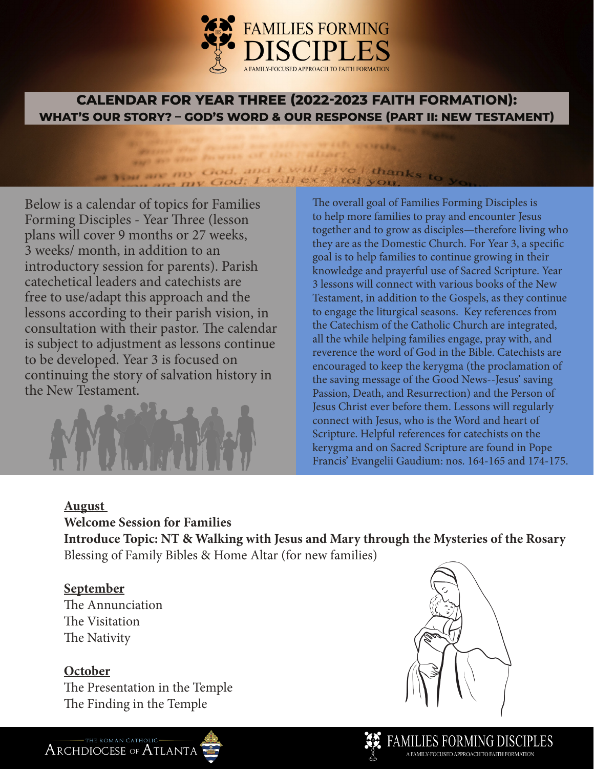# FAMILIES FORMING DISCIPLES

A FAMILY-FOCUSED APPROACH TO FAITH FORMATION

## CALENDAR FOR YEAR THREE (2022-2023 FAITH FORMATION): WHAT'S OUR STORY? – GOD'S WORD & OUR RESPONSE (PART II: NEW TESTAMENT)

Below is a calendar of topics for Families Forming Disciples - Year Three (lesson plans will cover 9 months or 27 weeks, 3 weeks/ month, in addition to an introductory session for parents). Parish catechetical leaders and catechists are free to use/adapt this approach and the lessons according to their parish vision, in consultation with their pastor. The calendar is subject to adjustment as lessons continue to be developed. Year 3 is focused on continuing the story of salvation history in the New Testament.

The overall goal of Families Forming Disciples is to help more families to pray and encounter Jesus together and to grow as disciples—therefore living who they are as the Domestic Church. For Year 3, a specific goal is to help families to continue growing in their knowledge and prayerful use of Sacred Scripture. Year 3 lessons will connect with various books of the New Testament, in addition to the Gospels, as they continue to engage the liturgical seasons. Key references from the Catechism of the Catholic Church are integrated, all the while helping families engage, pray with, and reverence the word of God in the Bible. Catechists are encouraged to keep the kerygma (the proclamation of the saving message of the Good News--Jesus' saving Passion, Death, and Resurrection) and the Person of Jesus Christ ever before them. Lessons will regularly connect with Jesus, who is the Word and heart of Scripture. Helpful references for catechists on the kerygma and on Sacred Scripture are found in Pope Francis' Evangelii Gaudium: nos. 164-165 and 174-175.

**August**

**Welcome Session for Families**

**Introduce Topic: NT & Walking with Jesus and Mary through the Mysteries of the Rosary**

Blessing of Family Bibles & Home Altar (for new families)

**September**

The Annunciation

The Visitation

The Nativity

**October**

The Presentation in the Temple

The Finding in the Temple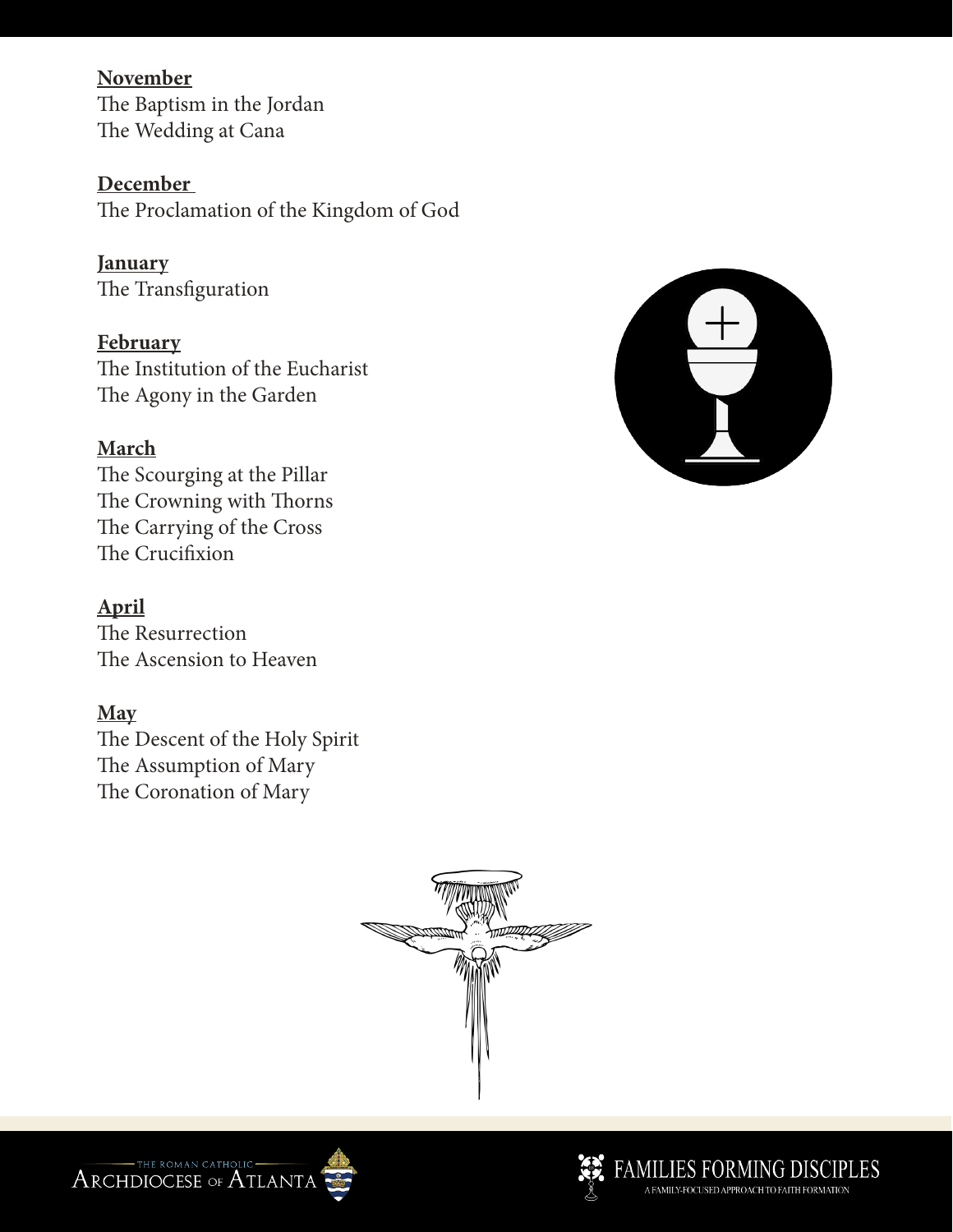**November**
The Baptism in the Jordan
The Wedding at Cana

**December**
The Proclamation of the Kingdom of God

**January**
The Transfiguration

**February**
The Institution of the Eucharist
The Agony in the Garden

**March**
The Scourging at the Pillar
The Crowning with Thorns
The Carrying of the Cross
The Crucifixion

**April**
The Resurrection
The Ascension to Heaven

**May**
The Descent of the Holy Spirit
The Assumption of Mary
The Coronation of Mary